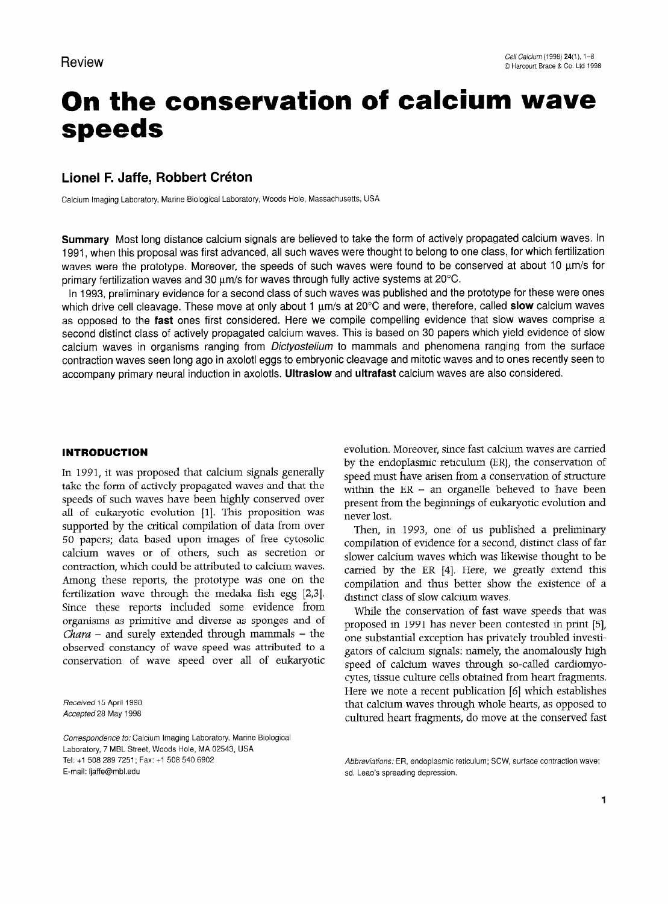Review

# On the conservation of calcium wave speeds

## Lionel F. Jaffe, Robbert Créton

Calcium Imaging Laboratory, Marine Biological Laboratory, Woods Hole, Massachusetts, USA

**Summary** Most long distance calcium signals are believed to take the form of actively propagated calcium waves. In 1991, when this proposal was first advanced, all such waves were thought to belong to one class, for which fertilization waves were the prototype. Moreover, the speeds of such waves were found to be conserved at about 10 μm/s for primary fertilization waves and 30 μm/s for waves through fully active systems at 20°C.

In 1993, preliminary evidence for a second class of such waves was published and the prototype for these were ones which drive cell cleavage. These move at only about 1 μm/s at 20°C and were, therefore, called **slow** calcium waves as opposed to the **fast** ones first considered. Here we compile compelling evidence that slow waves comprise a second distinct class of actively propagated calcium waves. This is based on 30 papers which yield evidence of slow calcium waves in organisms ranging from *Dictyostelium* to mammals and phenomena ranging from the surface contraction waves seen long ago in axolotl eggs to embryonic cleavage and mitotic waves and to ones recently seen to accompany primary neural induction in axolotls. **Ultraslow** and **ultrafast** calcium waves are also considered.

## INTRODUCTION

In 1991, it was proposed that calcium signals generally take the form of actively propagated waves and that the speeds of such waves have been highly conserved over all of eukaryotic evolution [1]. This proposition was supported by the critical compilation of data from over 50 papers; data based upon images of free cytosolic calcium waves or of others, such as secretion or contraction, which could be attributed to calcium waves. Among these reports, the prototype was one on the fertilization wave through the medaka fish egg [2,3]. Since these reports included some evidence from organisms as primitive and diverse as sponges and of *Chara* – and surely extended through mammals – the observed constancy of wave speed was attributed to a conservation of wave speed over all of eukaryotic evolution. Moreover, since fast calcium waves are carried by the endoplasmic reticulum (ER), the conservation of speed must have arisen from a conservation of structure within the ER – an organelle believed to have been present from the beginnings of eukaryotic evolution and never lost.

Then, in 1993, one of us published a preliminary compilation of evidence for a second, distinct class of far slower calcium waves which was likewise thought to be carried by the ER [4]. Here, we greatly extend this compilation and thus better show the existence of a distinct class of slow calcium waves.

While the conservation of fast wave speeds that was proposed in 1991 has never been contested in print [5], one substantial exception has privately troubled investigators of calcium signals: namely, the anomalously high speed of calcium waves through so-called cardiomyocytes, tissue culture cells obtained from heart fragments. Here we note a recent publication [6] which establishes that calcium waves through whole hearts, as opposed to cultured heart fragments, do move at the conserved fast

Received 15 April 1998
Accepted 28 May 1998

Correspondence to: Calcium Imaging Laboratory, Marine Biological Laboratory, 7 MBL Street, Woods Hole, MA 02543, USA
Tel: +1 508 289 7251; Fax: +1 508 540 6902
E-mail: ljaffe@mbl.edu

Abbreviations: ER, endoplasmic reticulum; SCW, surface contraction wave; sd, Leao's spreading depression.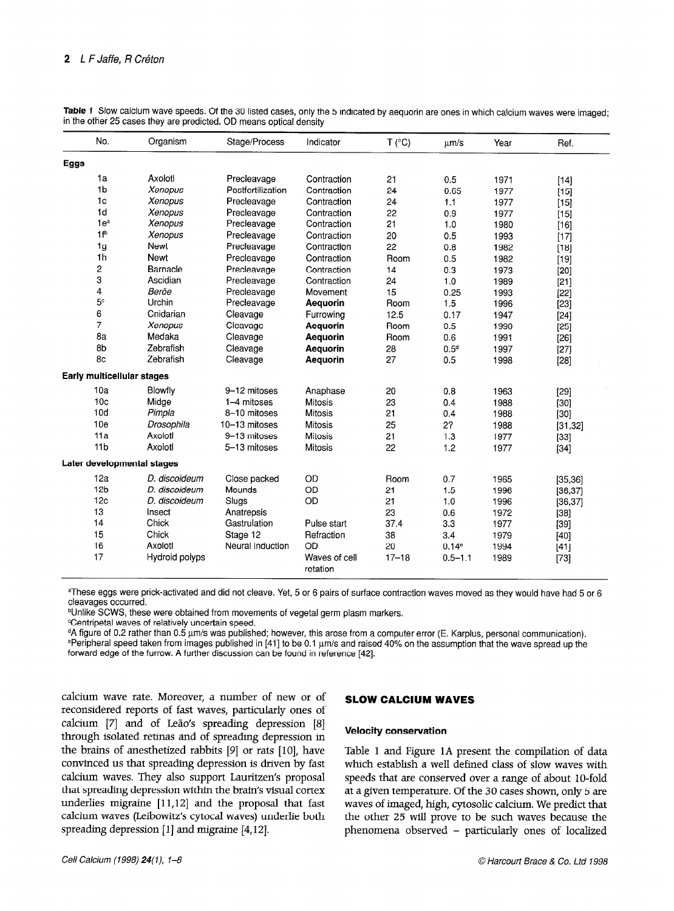**Table 1** Slow calcium wave speeds. Of the 30 listed cases, only the 5 indicated by aequorin are ones in which calcium waves were imaged; in the other 25 cases they are predicted. OD means optical density

| No. | Organism | Stage/Process | Indicator | T (°C) | μm/s | Year | Ref. |
|---|---|---|---|---|---|---|---|
| **Eggs** | | | | | | | |
| 1a | Axolotl | Precleavage | Contraction | 21 | 0.5 | 1971 | [14] |
| 1b | *Xenopus* | Postfertilization | Contraction | 24 | 0.65 | 1977 | [15] |
| 1c | *Xenopus* | Precleavage | Contraction | 24 | 1.1 | 1977 | [15] |
| 1d | *Xenopus* | Precleavage | Contraction | 22 | 0.9 | 1977 | [15] |
| 1e[a] | *Xenopus* | Precleavage | Contraction | 21 | 1.0 | 1980 | [16] |
| 1f[b] | *Xenopus* | Precleavage | Contraction | 20 | 0.5 | 1993 | [17] |
| 1g | Newt | Precleavage | Contraction | 22 | 0.8 | 1982 | [18] |
| 1h | Newt | Precleavage | Contraction | Room | 0.5 | 1982 | [19] |
| 2 | Barnacle | Precleavage | Contraction | 14 | 0.3 | 1973 | [20] |
| 3 | Ascidian | Precleavage | Contraction | 24 | 1.0 | 1989 | [21] |
| 4 | *Beröe* | Precleavage | Movement | 15 | 0.25 | 1993 | [22] |
| 5[c] | Urchin | Precleavage | **Aequorin** | Room | 1.5 | 1996 | [23] |
| 6 | Cnidarian | Cleavage | Furrowing | 12.5 | 0.17 | 1947 | [24] |
| 7 | *Xenopus* | Cleavage | **Aequorin** | Room | 0.5 | 1990 | [25] |
| 8a | Medaka | Cleavage | **Aequorin** | Room | 0.6 | 1991 | [26] |
| 8b | Zebrafish | Cleavage | **Aequorin** | 28 | 0.5[d] | 1997 | [27] |
| 8c | Zebrafish | Cleavage | **Aequorin** | 27 | 0.5 | 1998 | [28] |
| **Early multicellular stages** | | | | | | | |
| 10a | Blowfly | 9–12 mitoses | Anaphase | 20 | 0.8 | 1963 | [29] |
| 10c | Midge | 1–4 mitoses | Mitosis | 23 | 0.4 | 1988 | [30] |
| 10d | *Pimpla* | 8–10 mitoses | Mitosis | 21 | 0.4 | 1988 | [30] |
| 10e | *Drosophila* | 10–13 mitoses | Mitosis | 25 | 2? | 1988 | [31,32] |
| 11a | Axolotl | 9–13 mitoses | Mitosis | 21 | 1.3 | 1977 | [33] |
| 11b | Axolotl | 5–13 mitoses | Mitosis | 22 | 1.2 | 1977 | [34] |
| **Later developmental stages** | | | | | | | |
| 12a | *D. discoideum* | Close packed | OD | Room | 0.7 | 1965 | [35,36] |
| 12b | *D. discoideum* | Mounds | OD | 21 | 1.5 | 1996 | [36,37] |
| 12c | *D. discoideum* | Slugs | OD | 21 | 1.0 | 1996 | [36,37] |
| 13 | Insect | Anatrepsis | | 23 | 0.6 | 1972 | [38] |
| 14 | Chick | Gastrulation | Pulse start | 37.4 | 3.3 | 1977 | [39] |
| 15 | Chick | Stage 12 | Refraction | 38 | 3.4 | 1979 | [40] |
| 16 | Axolotl | Neural induction | OD | 20 | 0.14[e] | 1994 | [41] |
| 17 | Hydroid polyps | | Waves of cell rotation | 17–18 | 0.5–1.1 | 1989 | [73] |

[a]These eggs were prick-activated and did not cleave. Yet, 5 or 6 pairs of surface contraction waves moved as they would have had 5 or 6 cleavages occurred.
[b]Unlike SCWS, these were obtained from movements of vegetal germ plasm markers.
[c]Centripetal waves of relatively uncertain speed.
[d]A figure of 0.2 rather than 0.5 μm/s was published; however, this arose from a computer error (E. Karplus, personal communication).
[e]Peripheral speed taken from images published in [41] to be 0.1 μm/s and raised 40% on the assumption that the wave spread up the forward edge of the furrow. A further discussion can be found in reference [42].

calcium wave rate. Moreover, a number of new or of reconsidered reports of fast waves, particularly ones of calcium [7] and of Leão's spreading depression [8] through isolated retinas and of spreading depression in the brains of anesthetized rabbits [9] or rats [10], have convinced us that spreading depression is driven by fast calcium waves. They also support Lauritzen's proposal that spreading depression within the brain's visual cortex underlies migraine [11,12] and the proposal that fast calcium waves (Leibowitz's cytocal waves) underlie both spreading depression [1] and migraine [4,12].

## SLOW CALCIUM WAVES

### Velocity conservation

Table 1 and Figure 1A present the compilation of data which establish a well defined class of slow waves with speeds that are conserved over a range of about 10-fold at a given temperature. Of the 30 cases shown, only 5 are waves of imaged, high, cytosolic calcium. We predict that the other 25 will prove to be such waves because the phenomena observed – particularly ones of localized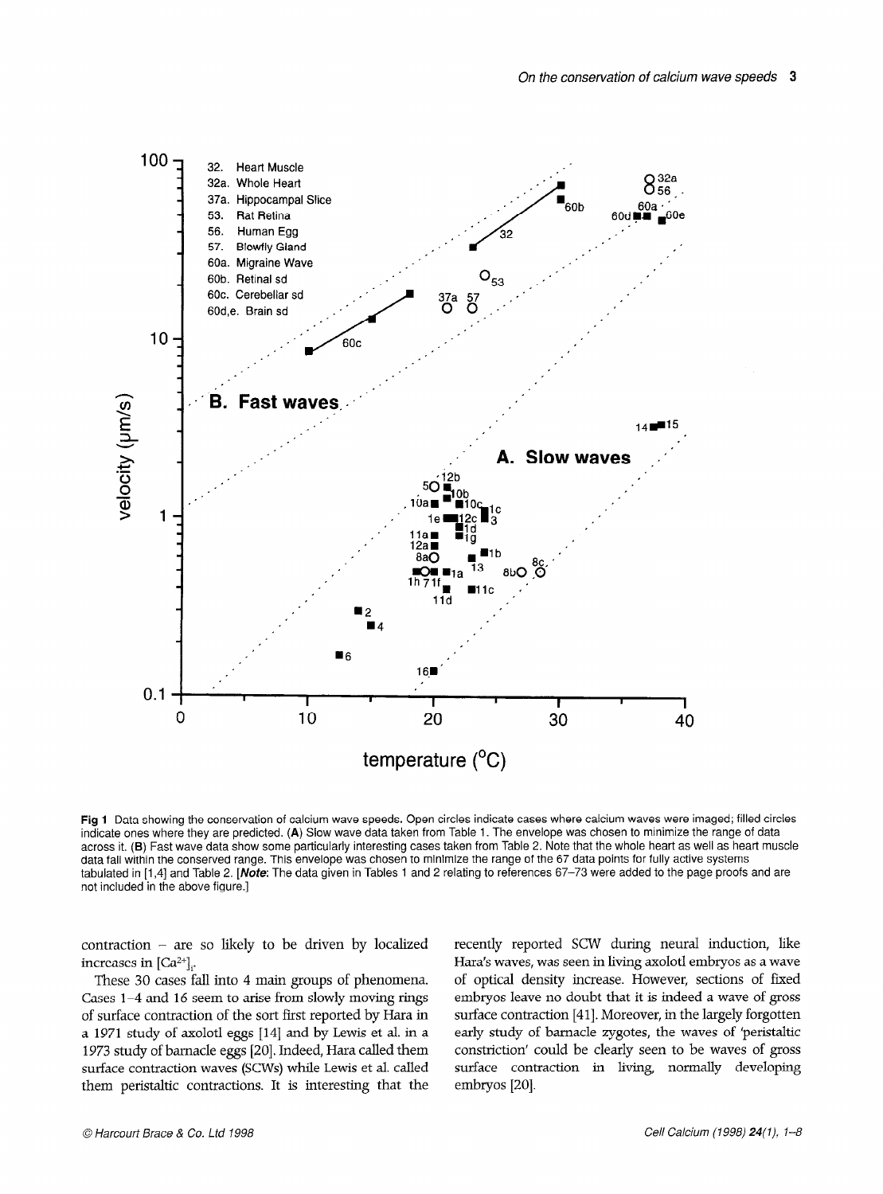**Fig 1** Data showing the conservation of calcium wave speeds. Open circles indicate cases where calcium waves were imaged; filled circles indicate ones where they are predicted. (**A**) Slow wave data taken from Table 1. The envelope was chosen to minimize the range of data across it. (**B**) Fast wave data show some particularly interesting cases taken from Table 2. Note that the whole heart as well as heart muscle data fall within the conserved range. This envelope was chosen to minimize the range of the 67 data points for fully active systems tabulated in [1,4] and Table 2. [***Note***: The data given in Tables 1 and 2 relating to references 67–73 were added to the page proofs and are not included in the above figure.]

contraction – are so likely to be driven by localized increases in $[Ca^{2+}]_i$.

These 30 cases fall into 4 main groups of phenomena. Cases 1–4 and 16 seem to arise from slowly moving rings of surface contraction of the sort first reported by Hara in a 1971 study of axolotl eggs [14] and by Lewis et al. in a 1973 study of barnacle eggs [20]. Indeed, Hara called them surface contraction waves (SCWs) while Lewis et al. called them peristaltic contractions. It is interesting that the recently reported SCW during neural induction, like Hara's waves, was seen in living axolotl embryos as a wave of optical density increase. However, sections of fixed embryos leave no doubt that it is indeed a wave of gross surface contraction [41]. Moreover, in the largely forgotten early study of barnacle zygotes, the waves of 'peristaltic constriction' could be clearly seen to be waves of gross surface contraction in living, normally developing embryos [20].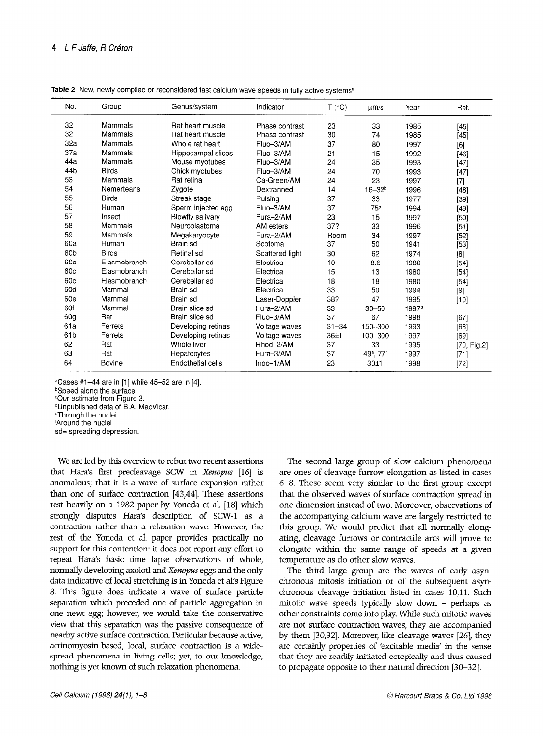**Table 2** New, newly compiled or reconsidered fast calcium wave speeds in fully active systems[a]

| No. | Group | Genus/system | Indicator | T (°C) | μm/s | Year | Ref. |
|---|---|---|---|---|---|---|---|
| 32 | Mammals | Rat heart muscle | Phase contrast | 23 | 33 | 1985 | [45] |
| 32 | Mammals | Rat heart muscle | Phase contrast | 30 | 74 | 1985 | [45] |
| 32a | Mammals | Whole rat heart | Fluo-3/AM | 37 | 80 | 1997 | [6] |
| 37a | Mammals | Hippocampal slices | Fluo-3/AM | 21 | 15 | 1992 | [46] |
| 44a | Mammals | Mouse myotubes | Fluo-3/AM | 24 | 35 | 1993 | [47] |
| 44b | Birds | Chick myotubes | Fluo-3/AM | 24 | 70 | 1993 | [47] |
| 53 | Mammals | Rat retina | Ca-Green/AM | 24 | 23 | 1997 | [7] |
| 54 | Nemerteans | Zygote | Dextranned | 14 | 16–32[b] | 1996 | [48] |
| 55 | Birds | Streak stage | Pulsing | 37 | 33 | 1977 | [39] |
| 56 | Human | Sperm injected egg | Fluo-3/AM | 37 | 75[c] | 1994 | [49] |
| 57 | Insect | Blowfly salivary | Fura-2/AM | 23 | 15 | 1997 | [50] |
| 58 | Mammals | Neuroblastoma | AM esters | 37? | 33 | 1996 | [51] |
| 59 | Mammals | Megakaryocyte | Fura-2/AM | Room | 34 | 1997 | [52] |
| 60a | Human | Brain sd | Scotoma | 37 | 50 | 1941 | [53] |
| 60b | Birds | Retinal sd | Scattered light | 30 | 62 | 1974 | [8] |
| 60c | Elasmobranch | Cerebellar sd | Electrical | 10 | 8.6 | 1980 | [54] |
| 60c | Elasmobranch | Cerebellar sd | Electrical | 15 | 13 | 1980 | [54] |
| 60c | Elasmobranch | Cerebellar sd | Electrical | 18 | 18 | 1980 | [54] |
| 60d | Mammal | Brain sd | Electrical | 33 | 50 | 1994 | [9] |
| 60e | Mammal | Brain sd | Laser-Doppler | 38? | 47 | 1995 | [10] |
| 60f | Mammal | Brain slice sd | Fura-2/AM | 33 | 30–50 | 1997[d] | |
| 60g | Rat | Brain slice sd | Fluo-3/AM | 37 | 67 | 1998 | [67] |
| 61a | Ferrets | Developing retinas | Voltage waves | 31–34 | 150–300 | 1993 | [68] |
| 61b | Ferrets | Developing retinas | Voltage waves | 36±1 | 100–300 | 1997 | [69] |
| 62 | Rat | Whole liver | Rhod-2/AM | 37 | 33 | 1995 | [70, Fig.2] |
| 63 | Rat | Hepatocytes | Fura-3/AM | 37 | 49[e], 77[f] | 1997 | [71] |
| 64 | Bovine | Endothelial cells | Indo-1/AM | 23 | 30±1 | 1998 | [72] |

[a]Cases #1–44 are in [1] while 45–52 are in [4].
[b]Speed along the surface.
[c]Our estimate from Figure 3.
[d]Unpublished data of B.A. MacVicar.
[e]Through the nuclei
[f]Around the nuclei
sd= spreading depression.

We are led by this overview to rebut two recent assertions that Hara's first precleavage SCW in *Xenopus* [16] is anomalous; that it is a wave of surface expansion rather than one of surface contraction [43,44]. These assertions rest heavily on a 1982 paper by Yoneda et al. [18] which strongly disputes Hara's description of SCW-1 as a contraction rather than a relaxation wave. However, the rest of the Yoneda et al. paper provides practically no support for this contention: it does not report any effort to repeat Hara's basic time lapse observations of whole, normally developing axolotl and *Xenopus* eggs and the only data indicative of local stretching is in Yoneda et al.'s Figure 8. This figure does indicate a wave of surface particle separation which preceded one of particle aggregation in one newt egg; however, we would take the conservative view that this separation was the passive consequence of nearby active surface contraction. Particular because active, actinomyosin-based, local, surface contraction is a widespread phenomena in living cells; yet, to our knowledge, nothing is yet known of such relaxation phenomena.

The second large group of slow calcium phenomena are ones of cleavage furrow elongation as listed in cases 6–8. These seem very similar to the first group except that the observed waves of surface contraction spread in one dimension instead of two. Moreover, observations of the accompanying calcium wave are largely restricted to this group. We would predict that all normally elongating, cleavage furrows or contractile arcs will prove to elongate within the same range of speeds at a given temperature as do other slow waves.

The third large group are the waves of early asynchronous mitosis initiation or of the subsequent asynchronous cleavage initiation listed in cases 10,11. Such mitotic wave speeds typically slow down – perhaps as other constraints come into play. While such mitotic waves are not surface contraction waves, they are accompanied by them [30,32]. Moreover, like cleavage waves [26], they are certainly properties of 'excitable media' in the sense that they are readily initiated ectopically and thus caused to propagate opposite to their natural direction [30–32].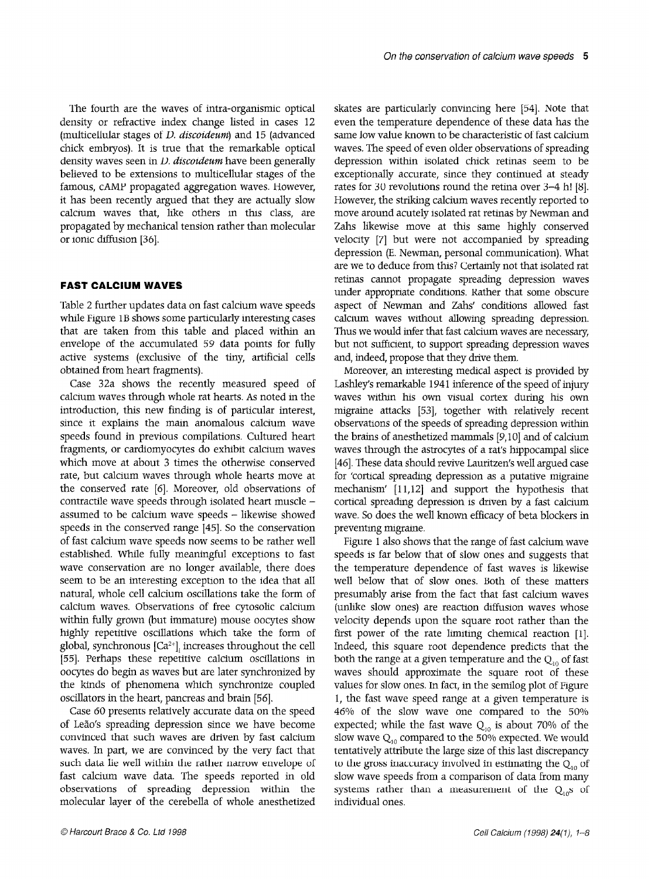The fourth are the waves of intra-organismic optical density or refractive index change listed in cases 12 (multicellular stages of *D. discoideum*) and 15 (advanced chick embryos). It is true that the remarkable optical density waves seen in *D. discoideum* have been generally believed to be extensions to multicellular stages of the famous, cAMP propagated aggregation waves. However, it has been recently argued that they are actually slow calcium waves that, like others in this class, are propagated by mechanical tension rather than molecular or ionic diffusion [36].

## FAST CALCIUM WAVES

Table 2 further updates data on fast calcium wave speeds while Figure 1B shows some particularly interesting cases that are taken from this table and placed within an envelope of the accumulated 59 data points for fully active systems (exclusive of the tiny, artificial cells obtained from heart fragments).

Case 32a shows the recently measured speed of calcium waves through whole rat hearts. As noted in the introduction, this new finding is of particular interest, since it explains the main anomalous calcium wave speeds found in previous compilations. Cultured heart fragments, or cardiomyocytes do exhibit calcium waves which move at about 3 times the otherwise conserved rate, but calcium waves through whole hearts move at the conserved rate [6]. Moreover, old observations of contractile wave speeds through isolated heart muscle – assumed to be calcium wave speeds – likewise showed speeds in the conserved range [45]. So the conservation of fast calcium wave speeds now seems to be rather well established. While fully meaningful exceptions to fast wave conservation are no longer available, there does seem to be an interesting exception to the idea that all natural, whole cell calcium oscillations take the form of calcium waves. Observations of free cytosolic calcium within fully grown (but immature) mouse oocytes show highly repetitive oscillations which take the form of global, synchronous $[Ca^{2+}]_i$ increases throughout the cell [55]. Perhaps these repetitive calcium oscillations in oocytes do begin as waves but are later synchronized by the kinds of phenomena which synchronize coupled oscillators in the heart, pancreas and brain [56].

Case 60 presents relatively accurate data on the speed of Leão's spreading depression since we have become convinced that such waves are driven by fast calcium waves. In part, we are convinced by the very fact that such data lie well within the rather narrow envelope of fast calcium wave data. The speeds reported in old observations of spreading depression within the molecular layer of the cerebella of whole anesthetized skates are particularly convincing here [54]. Note that even the temperature dependence of these data has the same low value known to be characteristic of fast calcium waves. The speed of even older observations of spreading depression within isolated chick retinas seem to be exceptionally accurate, since they continued at steady rates for 30 revolutions round the retina over 3–4 h! [8]. However, the striking calcium waves recently reported to move around acutely isolated rat retinas by Newman and Zahs likewise move at this same highly conserved velocity [7] but were not accompanied by spreading depression (E. Newman, personal communication). What are we to deduce from this? Certainly not that isolated rat retinas cannot propagate spreading depression waves under appropriate conditions. Rather that some obscure aspect of Newman and Zahs' conditions allowed fast calcium waves without allowing spreading depression. Thus we would infer that fast calcium waves are necessary, but not sufficient, to support spreading depression waves and, indeed, propose that they drive them.

Moreover, an interesting medical aspect is provided by Lashley's remarkable 1941 inference of the speed of injury waves within his own visual cortex during his own migraine attacks [53], together with relatively recent observations of the speeds of spreading depression within the brains of anesthetized mammals [9,10] and of calcium waves through the astrocytes of a rat's hippocampal slice [46]. These data should revive Lauritzen's well argued case for 'cortical spreading depression as a putative migraine mechanism' [11,12] and support the hypothesis that cortical spreading depression is driven by a fast calcium wave. So does the well known efficacy of beta blockers in preventing migraine.

Figure 1 also shows that the range of fast calcium wave speeds is far below that of slow ones and suggests that the temperature dependence of fast waves is likewise well below that of slow ones. Both of these matters presumably arise from the fact that fast calcium waves (unlike slow ones) are reaction diffusion waves whose velocity depends upon the square root rather than the first power of the rate limiting chemical reaction [1]. Indeed, this square root dependence predicts that the both the range at a given temperature and the $Q_{10}$ of fast waves should approximate the square root of these values for slow ones. In fact, in the semilog plot of Figure 1, the fast wave speed range at a given temperature is 46% of the slow wave one compared to the 50% expected; while the fast wave $Q_{10}$ is about 70% of the slow wave $Q_{10}$ compared to the 50% expected. We would tentatively attribute the large size of this last discrepancy to the gross inaccuracy involved in estimating the $Q_{10}$ of slow wave speeds from a comparison of data from many systems rather than a measurement of the $Q_{10}$s of individual ones.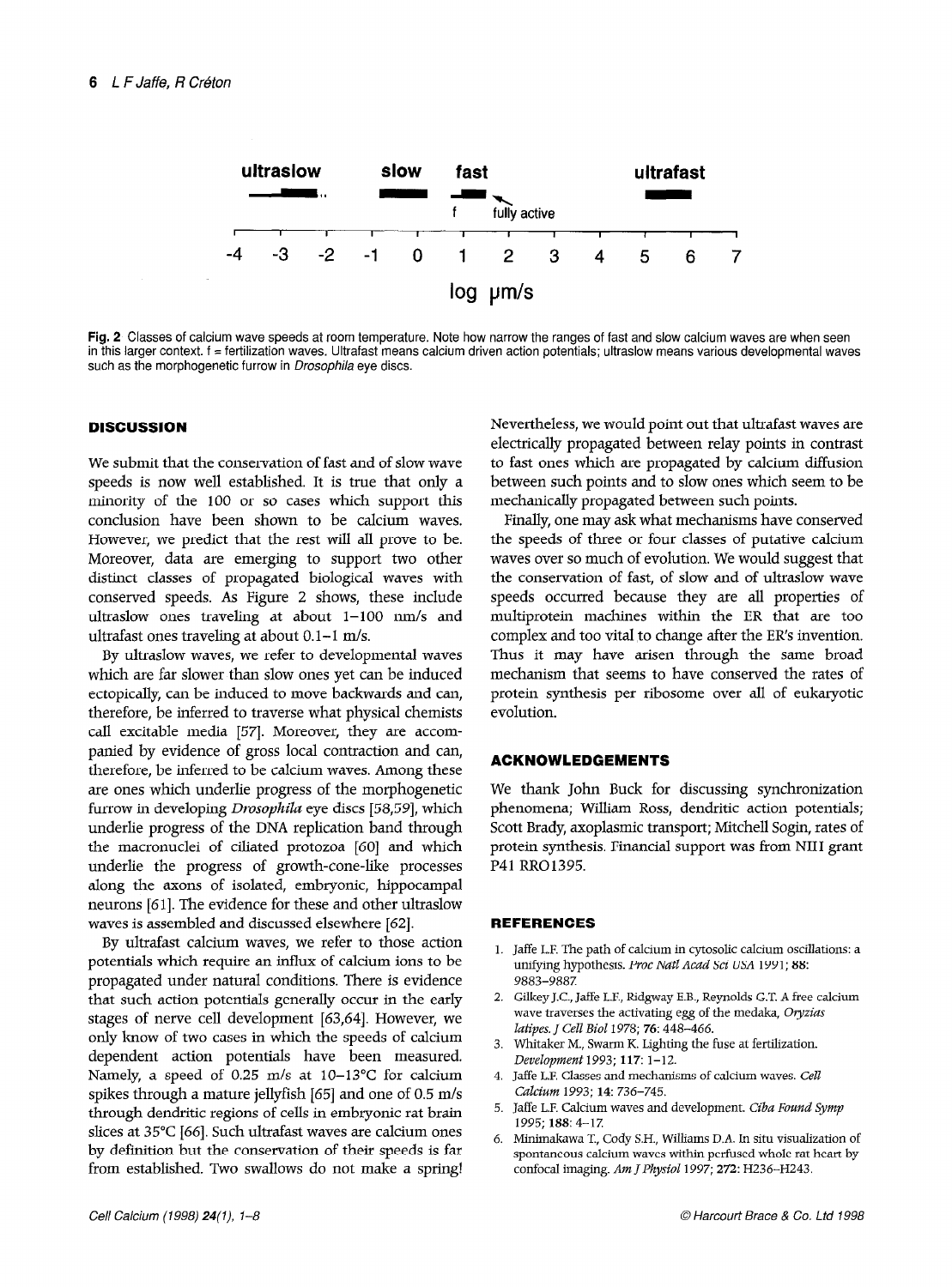**Fig. 2** Classes of calcium wave speeds at room temperature. Note how narrow the ranges of fast and slow calcium waves are when seen in this larger context. f = fertilization waves. Ultrafast means calcium driven action potentials; ultraslow means various developmental waves such as the morphogenetic furrow in *Drosophila* eye discs.

## DISCUSSION

We submit that the conservation of fast and of slow wave speeds is now well established. It is true that only a minority of the 100 or so cases which support this conclusion have been shown to be calcium waves. However, we predict that the rest will all prove to be. Moreover, data are emerging to support two other distinct classes of propagated biological waves with conserved speeds. As Figure 2 shows, these include ultraslow ones traveling at about 1–100 nm/s and ultrafast ones traveling at about 0.1–1 m/s.

By ultraslow waves, we refer to developmental waves which are far slower than slow ones yet can be induced ectopically, can be induced to move backwards and can, therefore, be inferred to traverse what physical chemists call excitable media [57]. Moreover, they are accompanied by evidence of gross local contraction and can, therefore, be inferred to be calcium waves. Among these are ones which underlie progress of the morphogenetic furrow in developing *Drosophila* eye discs [58,59], which underlie progress of the DNA replication band through the macronuclei of ciliated protozoa [60] and which underlie the progress of growth-cone-like processes along the axons of isolated, embryonic, hippocampal neurons [61]. The evidence for these and other ultraslow waves is assembled and discussed elsewhere [62].

By ultrafast calcium waves, we refer to those action potentials which require an influx of calcium ions to be propagated under natural conditions. There is evidence that such action potentials generally occur in the early stages of nerve cell development [63,64]. However, we only know of two cases in which the speeds of calcium dependent action potentials have been measured. Namely, a speed of 0.25 m/s at 10–13°C for calcium spikes through a mature jellyfish [65] and one of 0.5 m/s through dendritic regions of cells in embryonic rat brain slices at 35°C [66]. Such ultrafast waves are calcium ones by definition but the conservation of their speeds is far from established. Two swallows do not make a spring! Nevertheless, we would point out that ultrafast waves are electrically propagated between relay points in contrast to fast ones which are propagated by calcium diffusion between such points and to slow ones which seem to be mechanically propagated between such points.

Finally, one may ask what mechanisms have conserved the speeds of three or four classes of putative calcium waves over so much of evolution. We would suggest that the conservation of fast, of slow and of ultraslow wave speeds occurred because they are all properties of multiprotein machines within the ER that are too complex and too vital to change after the ER's invention. Thus it may have arisen through the same broad mechanism that seems to have conserved the rates of protein synthesis per ribosome over all of eukaryotic evolution.

## ACKNOWLEDGEMENTS

We thank John Buck for discussing synchronization phenomena; William Ross, dendritic action potentials; Scott Brady, axoplasmic transport; Mitchell Sogin, rates of protein synthesis. Financial support was from NIH grant P41 RRO1395.

## REFERENCES

1. Jaffe L.F. The path of calcium in cytosolic calcium oscillations: a unifying hypothesis. *Proc Natl Acad Sci USA* 1991; **88**: 9883–9887.
2. Gilkey J.C., Jaffe L.F., Ridgway E.B., Reynolds G.T. A free calcium wave traverses the activating egg of the medaka, *Oryzias latipes*. *J Cell Biol* 1978; **76**: 448–466.
3. Whitaker M., Swann K. Lighting the fuse at fertilization. *Development* 1993; **117**: 1–12.
4. Jaffe L.F. Classes and mechanisms of calcium waves. *Cell Calcium* 1993; **14**: 736–745.
5. Jaffe L.F. Calcium waves and development. *Ciba Found Symp* 1995; **188**: 4–17.
6. Minimakawa T., Cody S.H., Williams D.A. In situ visualization of spontaneous calcium waves within perfused whole rat heart by confocal imaging. *Am J Physiol* 1997; **272**: H236–H243.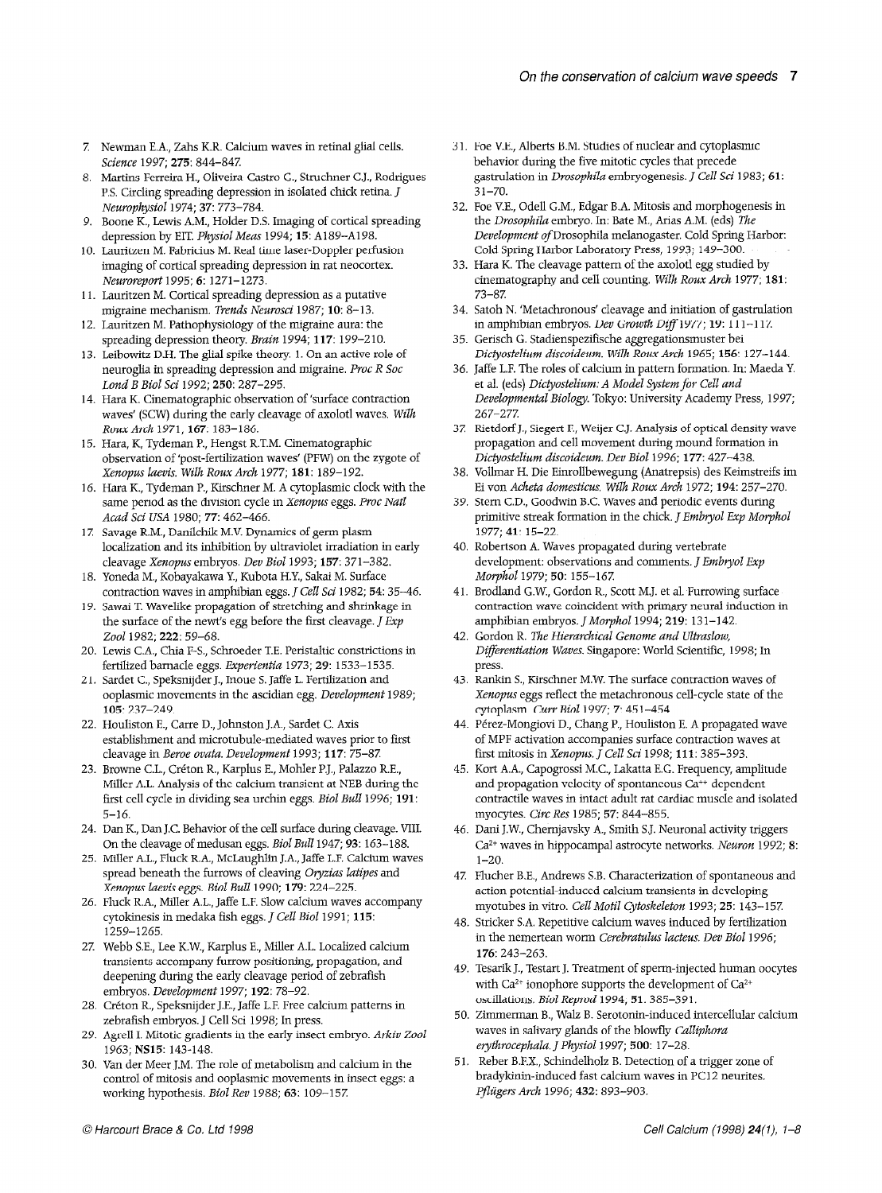7. Newman E.A., Zahs K.R. Calcium waves in retinal glial cells. *Science* 1997; **275**: 844–847.
8. Martins Ferreira H., Oliveira Castro G., Struchner C.J., Rodrigues P.S. Circling spreading depression in isolated chick retina. *J Neurophysiol* 1974; **37**: 773–784.
9. Boone K., Lewis A.M., Holder D.S. Imaging of cortical spreading depression by EIT. *Physiol Meas* 1994; **15**: A189–A198.
10. Lauritzen M. Fabricius M. Real time laser-Doppler perfusion imaging of cortical spreading depression in rat neocortex. *Neuroreport* 1995; **6**: 1271–1273.
11. Lauritzen M. Cortical spreading depression as a putative migraine mechanism. *Trends Neurosci* 1987; **10**: 8–13.
12. Lauritzen M. Pathophysiology of the migraine aura: the spreading depression theory. *Brain* 1994; **117**: 199–210.
13. Leibowitz D.H. The glial spike theory. 1. On an active role of neuroglia in spreading depression and migraine. *Proc R Soc Lond B Biol Sci* 1992; **250**: 287–295.
14. Hara K. Cinematographic observation of 'surface contraction waves' (SCW) during the early cleavage of axolotl waves. *Wilh Roux Arch* 1971, **167**. 183–186.
15. Hara, K, Tydeman P., Hengst R.T.M. Cinematographic observation of 'post-fertilization waves' (PFW) on the zygote of *Xenopus laevis*. *Wilh Roux Arch* 1977; **181**: 189–192.
16. Hara K., Tydeman P., Kirschner M. A cytoplasmic clock with the same period as the division cycle in *Xenopus* eggs. *Proc Natl Acad Sci USA* 1980; **77**: 462–466.
17. Savage R.M., Danilchik M.V. Dynamics of germ plasm localization and its inhibition by ultraviolet irradiation in early cleavage *Xenopus* embryos. *Dev Biol* 1993; **157**: 371–382.
18. Yoneda M., Kobayakawa Y., Kubota H.Y., Sakai M. Surface contraction waves in amphibian eggs. *J Cell Sci* 1982; **54**: 35–46.
19. Sawai T. Wavelike propagation of stretching and shrinkage in the surface of the newt's egg before the first cleavage. *J Exp Zool* 1982; **222**: 59–68.
20. Lewis C.A., Chia F-S., Schroeder T.E. Peristaltic constrictions in fertilized barnacle eggs. *Experientia* 1973; **29**: 1533–1535.
21. Sardet C., Speksnijder J., Inoue S. Jaffe L. Fertilization and ooplasmic movements in the ascidian egg. *Development* 1989; **105**: 237–249.
22. Houliston E., Carre D., Johnston J.A., Sardet C. Axis establishment and microtubule-mediated waves prior to first cleavage in *Beroe ovata*. *Development* 1993; **117**: 75–87.
23. Browne C.L., Créton R., Karplus E., Mohler P.J., Palazzo R.E., Miller A.L. Analysis of the calcium transient at NEB during the first cell cycle in dividing sea urchin eggs. *Biol Bull* 1996; **191**: 5–16.
24. Dan K., Dan J.C. Behavior of the cell surface during cleavage. VIII. On the cleavage of medusan eggs. *Biol Bull* 1947; **93**: 163–188.
25. Miller A.L., Fluck R.A., McLaughlin J.A., Jaffe L.F. Calcium waves spread beneath the furrows of cleaving *Oryzias latipes* and *Xenopus laevis eggs*. *Biol Bull* 1990; **179**: 224–225.
26. Fluck R.A., Miller A.L., Jaffe L.F. Slow calcium waves accompany cytokinesis in medaka fish eggs. *J Cell Biol* 1991; **115**: 1259–1265.
27. Webb S.E., Lee K.W., Karplus E., Miller A.L. Localized calcium transients accompany furrow positioning, propagation, and deepening during the early cleavage period of zebrafish embryos. *Development* 1997; **192**: 78–92.
28. Créton R., Speksnijder J.E., Jaffe L.F. Free calcium patterns in zebrafish embryos. J Cell Sci 1998; In press.
29. Agrell I. Mitotic gradients in the early insect embryo. *Arkiv Zool* 1963; **NS15**: 143-148.
30. Van der Meer J.M. The role of metabolism and calcium in the control of mitosis and ooplasmic movements in insect eggs: a working hypothesis. *Biol Rev* 1988; **63**: 109–157.
31. Foe V.E., Alberts B.M. Studies of nuclear and cytoplasmic behavior during the five mitotic cycles that precede gastrulation in *Drosophila* embryogenesis. *J Cell Sci* 1983; **61**: 31–70.
32. Foe V.E., Odell G.M., Edgar B.A. Mitosis and morphogenesis in the *Drosophila* embryo. In: Bate M., Arias A.M. (eds) *The Development of* Drosophila melanogaster. Cold Spring Harbor: Cold Spring Harbor Laboratory Press, 1993; 149–300.
33. Hara K. The cleavage pattern of the axolotl egg studied by cinematography and cell counting. *Wilh Roux Arch* 1977; **181**: 73–87.
34. Satoh N. 'Metachronous' cleavage and initiation of gastrulation in amphibian embryos. *Dev Growth Diff* 1977; **19**: 111–117.
35. Gerisch G. Stadienspezifische aggregationsmuster bei *Dictyostelium discoideum*. *Wilh Roux Arch* 1965; **156**: 127–144.
36. Jaffe L.F. The roles of calcium in pattern formation. In: Maeda Y. et al. (eds) *Dictyostelium: A Model System for Cell and Developmental Biology*. Tokyo: University Academy Press, 1997; 267–277.
37. Rietdorf J., Siegert F., Weijer C.J. Analysis of optical density wave propagation and cell movement during mound formation in *Dictyostelium discoideum*. *Dev Biol* 1996; **177**: 427–438.
38. Vollmar H. Die Einrollbewegung (Anatrepsis) des Keimstreifs im Ei von *Acheta domesticus*. *Wilh Roux Arch* 1972; **194**: 257–270.
39. Stern C.D., Goodwin B.C. Waves and periodic events during primitive streak formation in the chick. *J Embryol Exp Morphol* 1977; **41**: 15–22.
40. Robertson A. Waves propagated during vertebrate development: observations and comments. *J Embryol Exp Morphol* 1979; **50**: 155–167.
41. Brodland G.W., Gordon R., Scott M.J. et al. Furrowing surface contraction wave coincident with primary neural induction in amphibian embryos. *J Morphol* 1994; **219**: 131–142.
42. Gordon R. *The Hierarchical Genome and Ultraslow, Differentiation Waves*. Singapore: World Scientific, 1998; In press.
43. Rankin S., Kirschner M.W. The surface contraction waves of *Xenopus* eggs reflect the metachronous cell-cycle state of the cytoplasm. *Curr Biol* 1997; **7**: 451–454.
44. Pérez-Mongiovi D., Chang P., Houliston E. A propagated wave of MPF activation accompanies surface contraction waves at first mitosis in *Xenopus*. *J Cell Sci* 1998; **111**: 385–393.
45. Kort A.A., Capogrossi M.C., Lakatta E.G. Frequency, amplitude and propagation velocity of spontaneous Ca++ dependent contractile waves in intact adult rat cardiac muscle and isolated myocytes. *Circ Res* 1985; **57**: 844–855.
46. Dani J.W., Chernjavsky A., Smith S.J. Neuronal activity triggers $Ca^{2+}$ waves in hippocampal astrocyte networks. *Neuron* 1992; **8**: 1–20.
47. Flucher B.E., Andrews S.B. Characterization of spontaneous and action potential-induced calcium transients in developing myotubes in vitro. *Cell Motil Cytoskeleton* 1993; **25**: 143–157.
48. Stricker S.A. Repetitive calcium waves induced by fertilization in the nemertean worm *Cerebratulus lacteus*. *Dev Biol* 1996; **176**: 243–263.
49. Tesarik J., Testart J. Treatment of sperm-injected human oocytes with $Ca^{2+}$ ionophore supports the development of $Ca^{2+}$ oscillations. *Biol Reprod* 1994, **51**. 385–391.
50. Zimmerman B., Walz B. Serotonin-induced intercellular calcium waves in salivary glands of the blowfly *Calliphora erythrocephala*. *J Physiol* 1997; **500**: 17–28.
51. Reber B.F.X., Schindelholz B. Detection of a trigger zone of bradykinin-induced fast calcium waves in PC12 neurites. *Pflügers Arch* 1996; **432**: 893–903.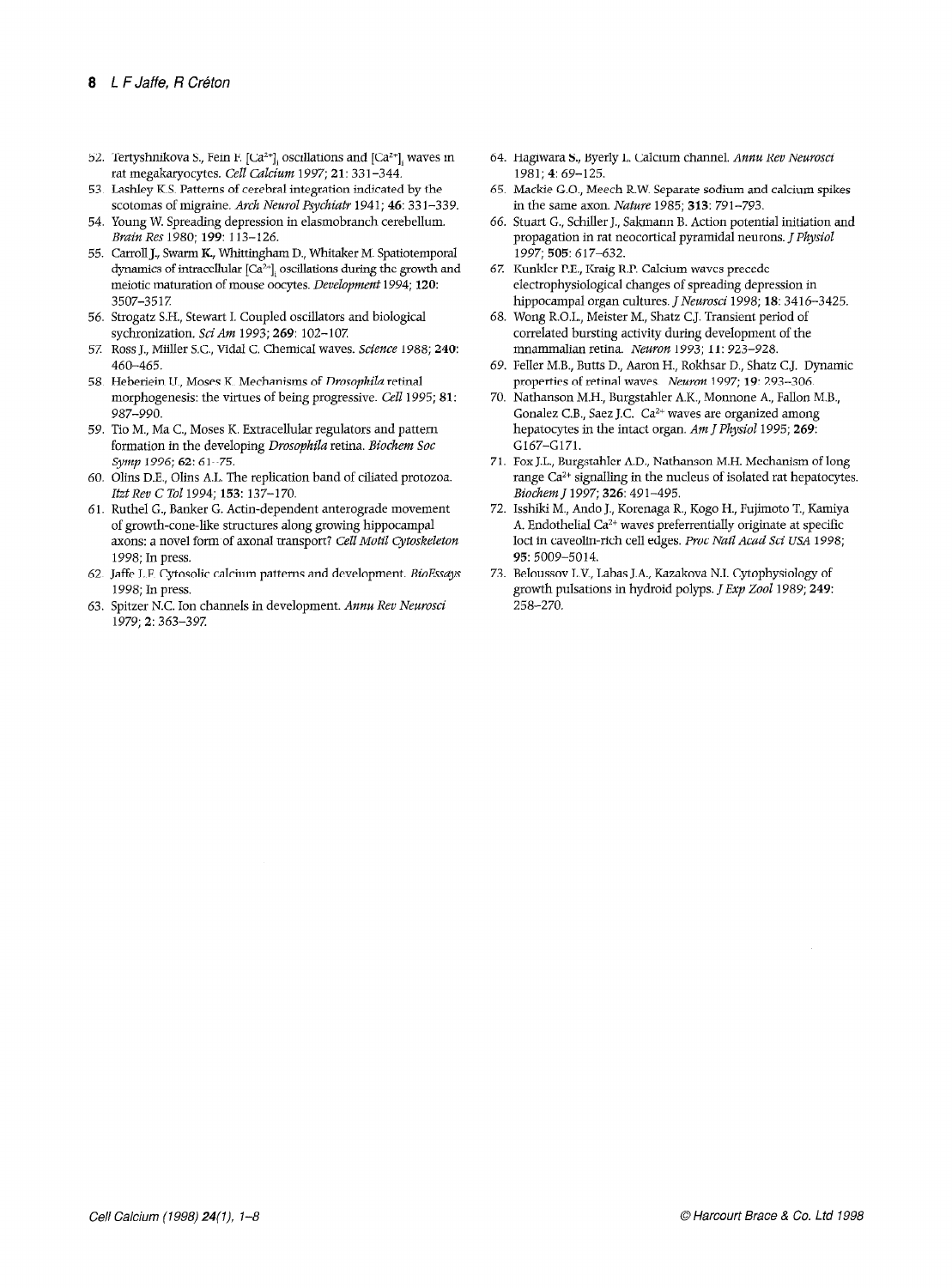52. Tertyshnikova S., Fein F. $[Ca^{2+}]_i$ oscillations and $[Ca^{2+}]_i$ waves in rat megakaryocytes. *Cell Calcium* 1997; **21**: 331–344.
53. Lashley K.S. Patterns of cerebral integration indicated by the scotomas of migraine. *Arch Neurol Psychiatr* 1941; **46**: 331–339.
54. Young W. Spreading depression in elasmobranch cerebellum. *Brain Res* 1980; **199**: 113–126.
55. Carroll J., Swarm K., Whittingham D., Whitaker M. Spatiotemporal dynamics of intracellular $[Ca^{2+}]_i$ oscillations during the growth and meiotic maturation of mouse oocytes. *Development* 1994; **120**: 3507–3517.
56. Strogatz S.H., Stewart I. Coupled oscillators and biological sychronization. *Sci Am* 1993; **269**: 102–107.
57. Ross J., Müller S.C., Vidal C. Chemical waves. *Science* 1988; **240**: 460–465.
58. Heberlein U., Moses K. Mechanisms of *Drosophila* retinal morphogenesis: the virtues of being progressive. *Cell* 1995; **81**: 987–990.
59. Tio M., Ma C., Moses K. Extracellular regulators and pattern formation in the developing *Drosophila* retina. *Biochem Soc Symp* 1996; **62**: 61–75.
60. Olins D.E., Olins A.L. The replication band of ciliated protozoa. *Itzt Rev C Tol* 1994; **153**: 137–170.
61. Ruthel G., Banker G. Actin-dependent anterograde movement of growth-cone-like structures along growing hippocampal axons: a novel form of axonal transport? *Cell Motil Cytoskeleton* 1998; In press.
62. Jaffe L.F. Cytosolic calcium patterns and development. *BioEssays* 1998; In press.
63. Spitzer N.C. Ion channels in development. *Annu Rev Neurosci* 1979; **2**: 363–397.
64. Hagiwara S., Byerly L. Calcium channel. *Annu Rev Neurosci* 1981; **4**: 69–125.
65. Mackie G.O., Meech R.W. Separate sodium and calcium spikes in the same axon. *Nature* 1985; **313**: 791–793.
66. Stuart G., Schiller J., Sakmann B. Action potential initiation and propagation in rat neocortical pyramidal neurons. *J Physiol* 1997; **505**: 617–632.
67. Kunkler P.E., Kraig R.P. Calcium waves precede electrophysiological changes of spreading depression in hippocampal organ cultures. *J Neurosci* 1998; **18**: 3416–3425.
68. Wong R.O.L., Meister M., Shatz C.J. Transient period of correlated bursting activity during development of the mnammalian retina. *Neuron* 1993; **11**: 923–928.
69. Feller M.B., Butts D., Aaron H., Rokhsar D., Shatz C.J. Dynamic properties of retinal waves. *Neuron* 1997; **19**: 293–306.
70. Nathanson M.H., Burgstahler A.K., Monnone A., Fallon M.B., Gonalez C.B., Saez J.C. $Ca^{2+}$ waves are organized among hepatocytes in the intact organ. *Am J Physiol* 1995; **269**: G167–G171.
71. Fox J.L., Burgstahler A.D., Nathanson M.H. Mechanism of long range $Ca^{2+}$ signalling in the nucleus of isolated rat hepatocytes. *Biochem J* 1997; **326**: 491–495.
72. Isshiki M., Ando J., Korenaga R., Kogo H., Fujimoto T., Kamiya A. Endothelial $Ca^{2+}$ waves preferrentially originate at specific loci in caveolin-rich cell edges. *Proc Natl Acad Sci USA* 1998; **95**: 5009–5014.
73. Beloussov L.V., Labas J.A., Kazakova N.I. Cytophysiology of growth pulsations in hydroid polyps. *J Exp Zool* 1989; **249**: 258–270.